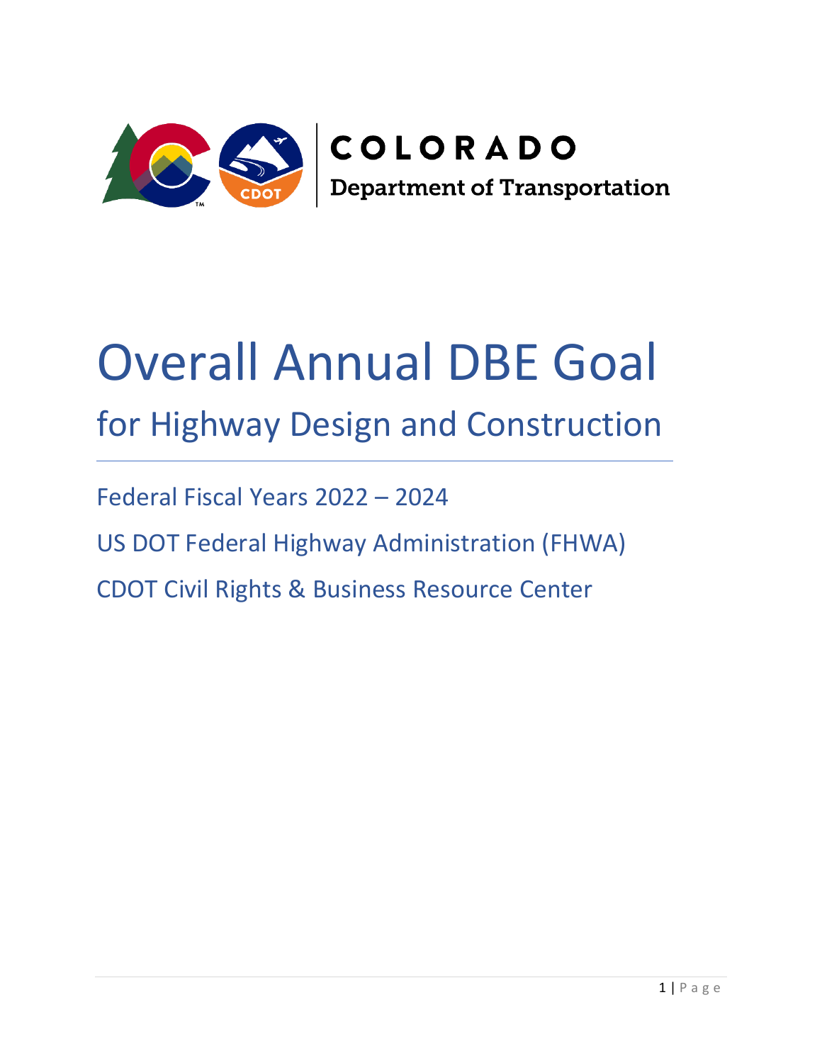COLORADO

Department of Transportation

# Overall Annual DBE Goal

## for Highway Design and Construction

Federal Fiscal Years 2022 – 2024

US DOT Federal Highway Administration (FHWA)

CDOT Civil Rights & Business Resource Center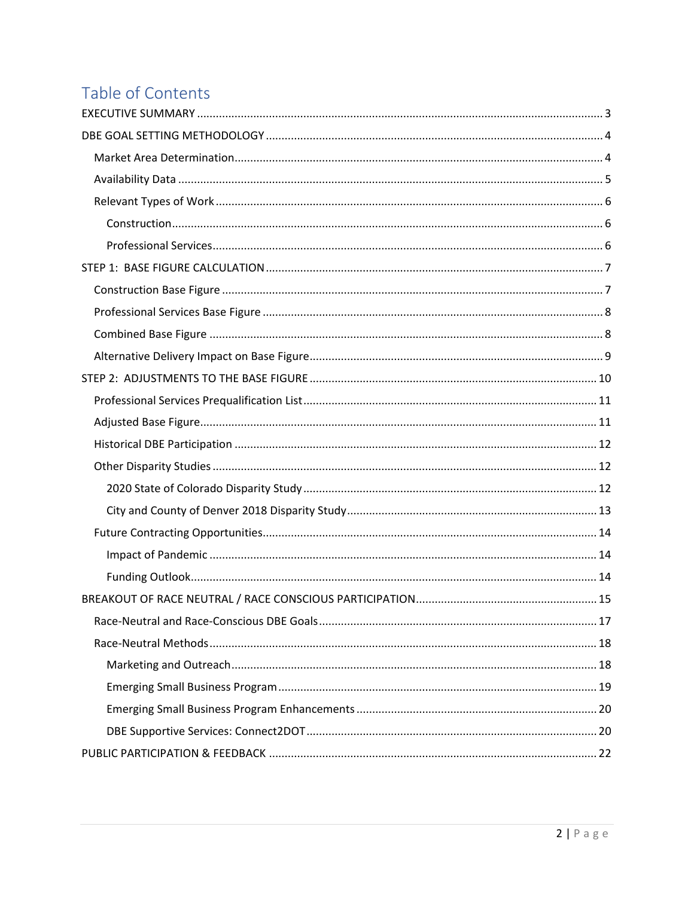# Table of Contents

- EXECUTIVE SUMMARY ..... 3
- DBE GOAL SETTING METHODOLOGY ..... 4
  - Market Area Determination ..... 4
  - Availability Data ..... 5
  - Relevant Types of Work ..... 6
    - Construction ..... 6
    - Professional Services ..... 6
- STEP 1: BASE FIGURE CALCULATION ..... 7
  - Construction Base Figure ..... 7
  - Professional Services Base Figure ..... 8
  - Combined Base Figure ..... 8
  - Alternative Delivery Impact on Base Figure ..... 9
- STEP 2: ADJUSTMENTS TO THE BASE FIGURE ..... 10
  - Professional Services Prequalification List ..... 11
  - Adjusted Base Figure ..... 11
  - Historical DBE Participation ..... 12
  - Other Disparity Studies ..... 12
    - 2020 State of Colorado Disparity Study ..... 12
    - City and County of Denver 2018 Disparity Study ..... 13
  - Future Contracting Opportunities ..... 14
    - Impact of Pandemic ..... 14
    - Funding Outlook ..... 14
- BREAKOUT OF RACE NEUTRAL / RACE CONSCIOUS PARTICIPATION ..... 15
  - Race-Neutral and Race-Conscious DBE Goals ..... 17
  - Race-Neutral Methods ..... 18
    - Marketing and Outreach ..... 18
    - Emerging Small Business Program ..... 19
    - Emerging Small Business Program Enhancements ..... 20
    - DBE Supportive Services: Connect2DOT ..... 20
- PUBLIC PARTICIPATION & FEEDBACK ..... 22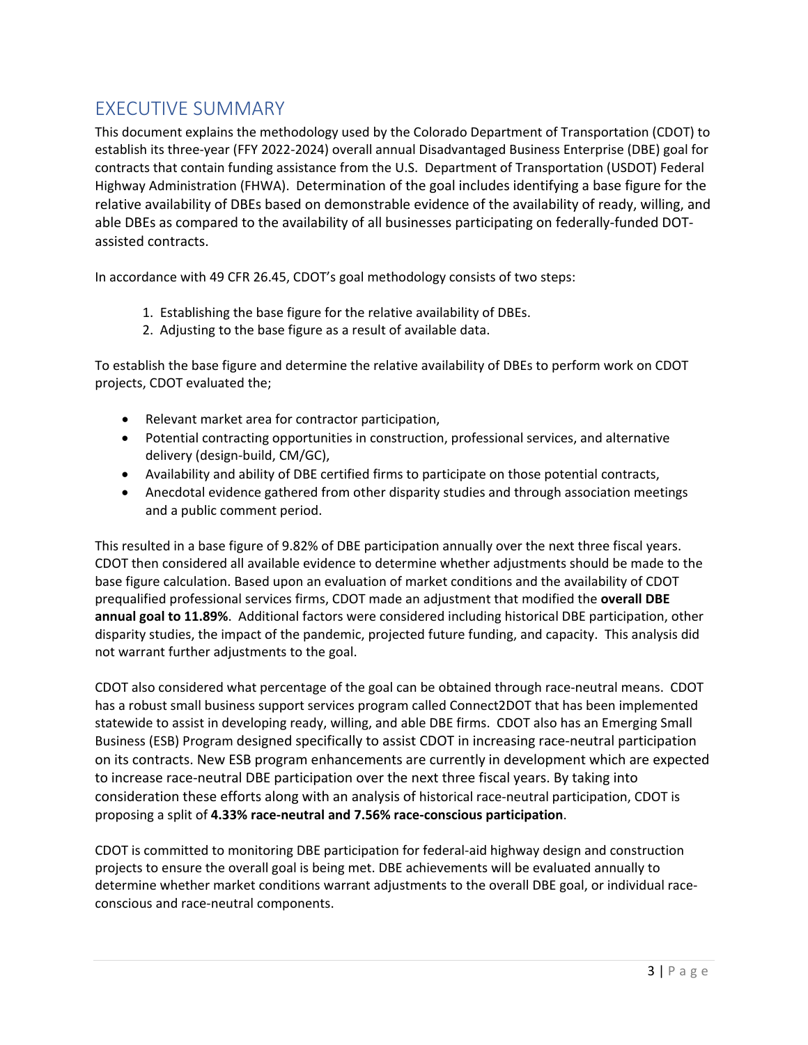# EXECUTIVE SUMMARY

This document explains the methodology used by the Colorado Department of Transportation (CDOT) to establish its three-year (FFY 2022-2024) overall annual Disadvantaged Business Enterprise (DBE) goal for contracts that contain funding assistance from the U.S. Department of Transportation (USDOT) Federal Highway Administration (FHWA). Determination of the goal includes identifying a base figure for the relative availability of DBEs based on demonstrable evidence of the availability of ready, willing, and able DBEs as compared to the availability of all businesses participating on federally-funded DOT-assisted contracts.

In accordance with 49 CFR 26.45, CDOT's goal methodology consists of two steps:

1. Establishing the base figure for the relative availability of DBEs.
2. Adjusting to the base figure as a result of available data.

To establish the base figure and determine the relative availability of DBEs to perform work on CDOT projects, CDOT evaluated the;

- Relevant market area for contractor participation,
- Potential contracting opportunities in construction, professional services, and alternative delivery (design-build, CM/GC),
- Availability and ability of DBE certified firms to participate on those potential contracts,
- Anecdotal evidence gathered from other disparity studies and through association meetings and a public comment period.

This resulted in a base figure of 9.82% of DBE participation annually over the next three fiscal years. CDOT then considered all available evidence to determine whether adjustments should be made to the base figure calculation. Based upon an evaluation of market conditions and the availability of CDOT prequalified professional services firms, CDOT made an adjustment that modified the **overall DBE annual goal to 11.89%**. Additional factors were considered including historical DBE participation, other disparity studies, the impact of the pandemic, projected future funding, and capacity. This analysis did not warrant further adjustments to the goal.

CDOT also considered what percentage of the goal can be obtained through race-neutral means. CDOT has a robust small business support services program called Connect2DOT that has been implemented statewide to assist in developing ready, willing, and able DBE firms. CDOT also has an Emerging Small Business (ESB) Program designed specifically to assist CDOT in increasing race-neutral participation on its contracts. New ESB program enhancements are currently in development which are expected to increase race-neutral DBE participation over the next three fiscal years. By taking into consideration these efforts along with an analysis of historical race-neutral participation, CDOT is proposing a split of **4.33% race-neutral and 7.56% race-conscious participation**.

CDOT is committed to monitoring DBE participation for federal-aid highway design and construction projects to ensure the overall goal is being met. DBE achievements will be evaluated annually to determine whether market conditions warrant adjustments to the overall DBE goal, or individual race-conscious and race-neutral components.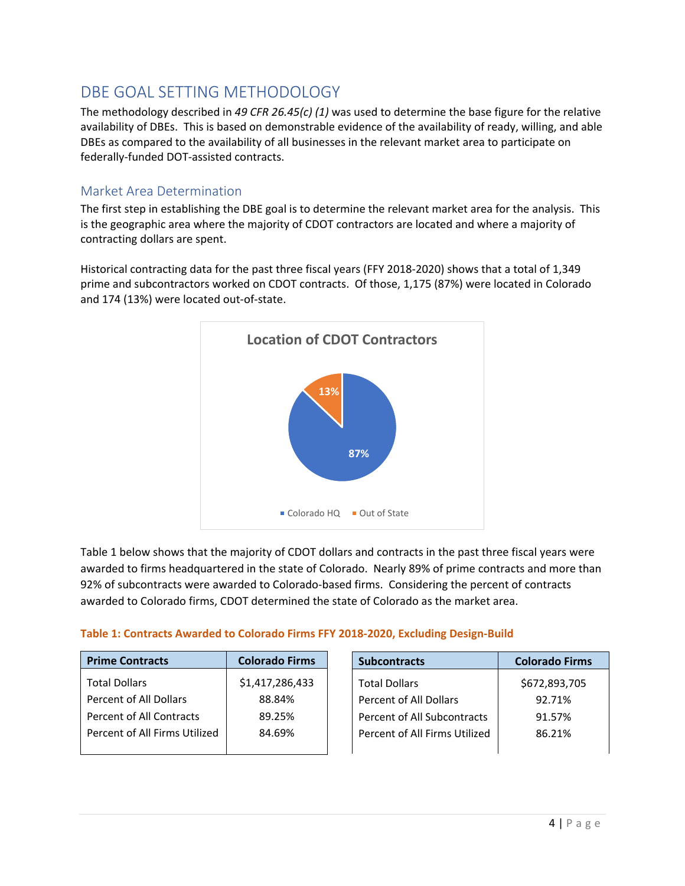# DBE GOAL SETTING METHODOLOGY

The methodology described in *49 CFR 26.45(c) (1)* was used to determine the base figure for the relative availability of DBEs. This is based on demonstrable evidence of the availability of ready, willing, and able DBEs as compared to the availability of all businesses in the relevant market area to participate on federally-funded DOT-assisted contracts.

## Market Area Determination

The first step in establishing the DBE goal is to determine the relevant market area for the analysis. This is the geographic area where the majority of CDOT contractors are located and where a majority of contracting dollars are spent.

Historical contracting data for the past three fiscal years (FFY 2018-2020) shows that a total of 1,349 prime and subcontractors worked on CDOT contracts. Of those, 1,175 (87%) were located in Colorado and 174 (13%) were located out-of-state.

**Location of CDOT Contractors**

| Location | Percent |
|---|---|
| Colorado HQ | 87% |
| Out of State | 13% |

Table 1 below shows that the majority of CDOT dollars and contracts in the past three fiscal years were awarded to firms headquartered in the state of Colorado. Nearly 89% of prime contracts and more than 92% of subcontracts were awarded to Colorado-based firms. Considering the percent of contracts awarded to Colorado firms, CDOT determined the state of Colorado as the market area.

**Table 1: Contracts Awarded to Colorado Firms FFY 2018-2020, Excluding Design-Build**

| Prime Contracts | Colorado Firms |
|---|---|
| Total Dollars | $1,417,286,433 |
| Percent of All Dollars | 88.84% |
| Percent of All Contracts | 89.25% |
| Percent of All Firms Utilized | 84.69% |

| Subcontracts | Colorado Firms |
|---|---|
| Total Dollars | $672,893,705 |
| Percent of All Dollars | 92.71% |
| Percent of All Subcontracts | 91.57% |
| Percent of All Firms Utilized | 86.21% |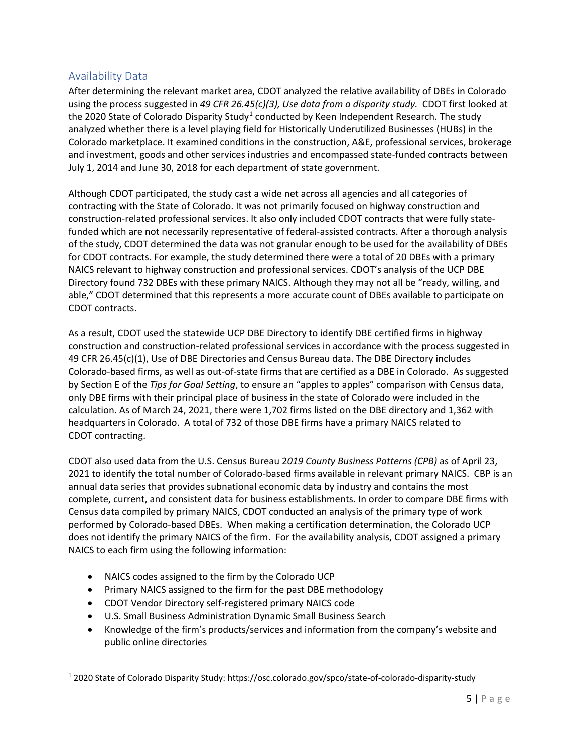## Availability Data

After determining the relevant market area, CDOT analyzed the relative availability of DBEs in Colorado using the process suggested in *49 CFR 26.45(c)(3), Use data from a disparity study.* CDOT first looked at the 2020 State of Colorado Disparity Study[1] conducted by Keen Independent Research. The study analyzed whether there is a level playing field for Historically Underutilized Businesses (HUBs) in the Colorado marketplace. It examined conditions in the construction, A&E, professional services, brokerage and investment, goods and other services industries and encompassed state-funded contracts between July 1, 2014 and June 30, 2018 for each department of state government.

Although CDOT participated, the study cast a wide net across all agencies and all categories of contracting with the State of Colorado. It was not primarily focused on highway construction and construction-related professional services. It also only included CDOT contracts that were fully state-funded which are not necessarily representative of federal-assisted contracts. After a thorough analysis of the study, CDOT determined the data was not granular enough to be used for the availability of DBEs for CDOT contracts. For example, the study determined there were a total of 20 DBEs with a primary NAICS relevant to highway construction and professional services. CDOT's analysis of the UCP DBE Directory found 732 DBEs with these primary NAICS. Although they may not all be "ready, willing, and able," CDOT determined that this represents a more accurate count of DBEs available to participate on CDOT contracts.

As a result, CDOT used the statewide UCP DBE Directory to identify DBE certified firms in highway construction and construction-related professional services in accordance with the process suggested in 49 CFR 26.45(c)(1), Use of DBE Directories and Census Bureau data. The DBE Directory includes Colorado-based firms, as well as out-of-state firms that are certified as a DBE in Colorado. As suggested by Section E of the *Tips for Goal Setting*, to ensure an "apples to apples" comparison with Census data, only DBE firms with their principal place of business in the state of Colorado were included in the calculation. As of March 24, 2021, there were 1,702 firms listed on the DBE directory and 1,362 with headquarters in Colorado. A total of 732 of those DBE firms have a primary NAICS related to CDOT contracting.

CDOT also used data from the U.S. Census Bureau 2*019 County Business Patterns (CPB)* as of April 23, 2021 to identify the total number of Colorado-based firms available in relevant primary NAICS. CBP is an annual data series that provides subnational economic data by industry and contains the most complete, current, and consistent data for business establishments. In order to compare DBE firms with Census data compiled by primary NAICS, CDOT conducted an analysis of the primary type of work performed by Colorado-based DBEs. When making a certification determination, the Colorado UCP does not identify the primary NAICS of the firm. For the availability analysis, CDOT assigned a primary NAICS to each firm using the following information:

- NAICS codes assigned to the firm by the Colorado UCP
- Primary NAICS assigned to the firm for the past DBE methodology
- CDOT Vendor Directory self-registered primary NAICS code
- U.S. Small Business Administration Dynamic Small Business Search
- Knowledge of the firm's products/services and information from the company's website and public online directories

[1] 2020 State of Colorado Disparity Study: https://osc.colorado.gov/spco/state-of-colorado-disparity-study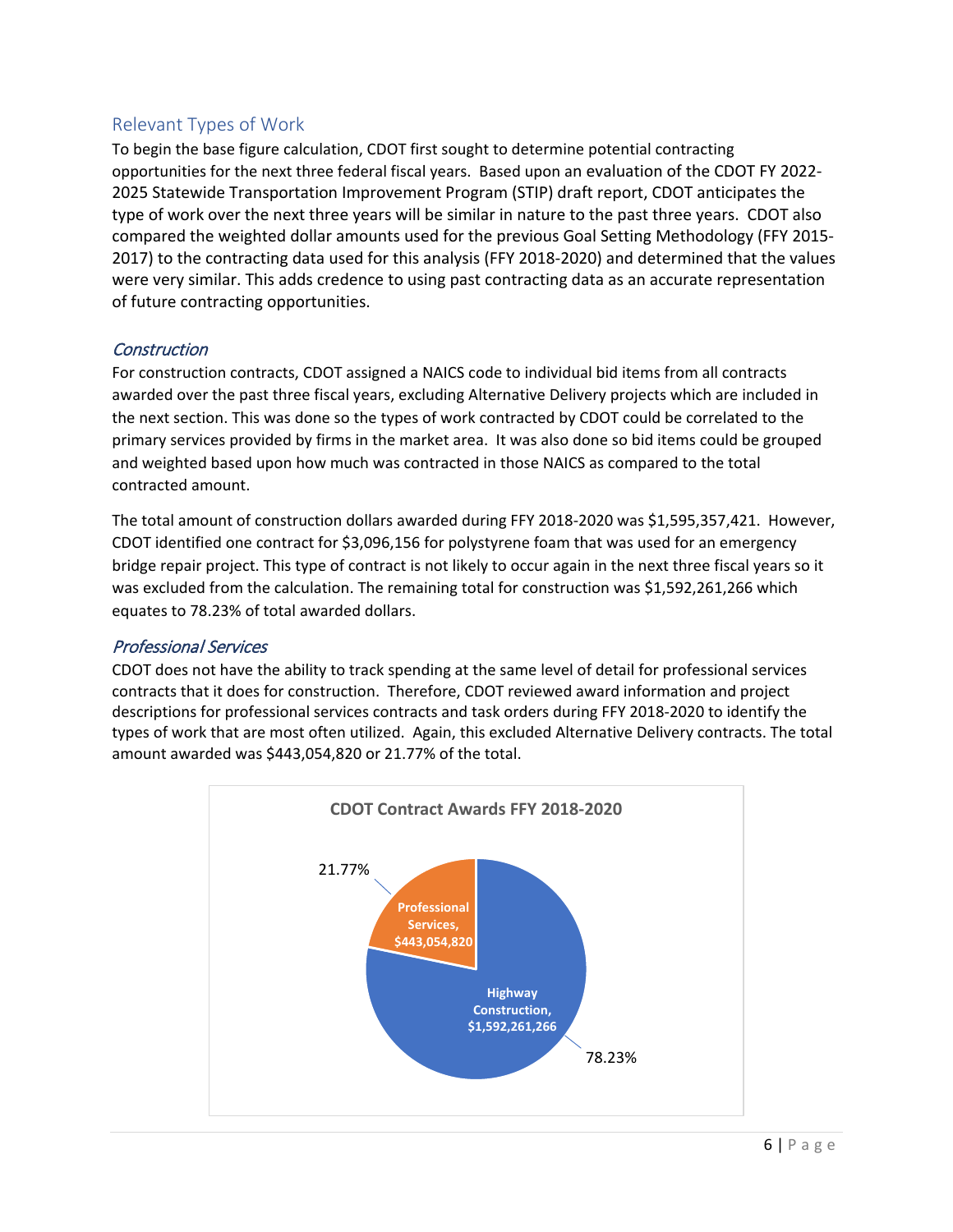## Relevant Types of Work

To begin the base figure calculation, CDOT first sought to determine potential contracting opportunities for the next three federal fiscal years. Based upon an evaluation of the CDOT FY 2022-2025 Statewide Transportation Improvement Program (STIP) draft report, CDOT anticipates the type of work over the next three years will be similar in nature to the past three years. CDOT also compared the weighted dollar amounts used for the previous Goal Setting Methodology (FFY 2015-2017) to the contracting data used for this analysis (FFY 2018-2020) and determined that the values were very similar. This adds credence to using past contracting data as an accurate representation of future contracting opportunities.

### *Construction*

For construction contracts, CDOT assigned a NAICS code to individual bid items from all contracts awarded over the past three fiscal years, excluding Alternative Delivery projects which are included in the next section. This was done so the types of work contracted by CDOT could be correlated to the primary services provided by firms in the market area. It was also done so bid items could be grouped and weighted based upon how much was contracted in those NAICS as compared to the total contracted amount.

The total amount of construction dollars awarded during FFY 2018-2020 was $1,595,357,421. However, CDOT identified one contract for $3,096,156 for polystyrene foam that was used for an emergency bridge repair project. This type of contract is not likely to occur again in the next three fiscal years so it was excluded from the calculation. The remaining total for construction was $1,592,261,266 which equates to 78.23% of total awarded dollars.

### *Professional Services*

CDOT does not have the ability to track spending at the same level of detail for professional services contracts that it does for construction. Therefore, CDOT reviewed award information and project descriptions for professional services contracts and task orders during FFY 2018-2020 to identify the types of work that are most often utilized. Again, this excluded Alternative Delivery contracts. The total amount awarded was $443,054,820 or 21.77% of the total.

**CDOT Contract Awards FFY 2018-2020**

| Category | Amount | Percent |
|---|---|---|
| Professional Services | $443,054,820 | 21.77% |
| Highway Construction | $1,592,261,266 | 78.23% |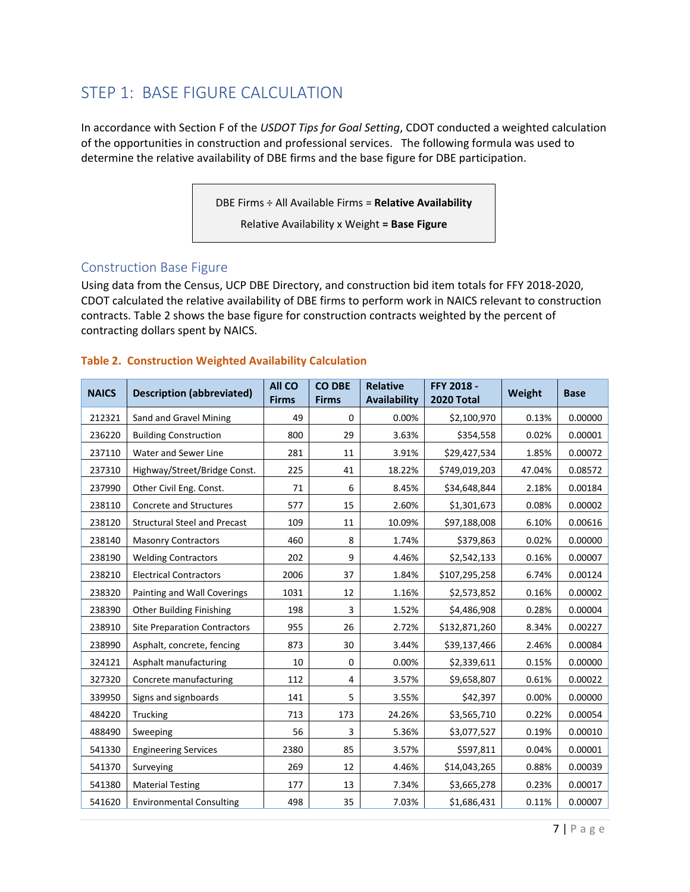# STEP 1: BASE FIGURE CALCULATION

In accordance with Section F of the *USDOT Tips for Goal Setting*, CDOT conducted a weighted calculation of the opportunities in construction and professional services. The following formula was used to determine the relative availability of DBE firms and the base figure for DBE participation.

> DBE Firms ÷ All Available Firms = **Relative Availability**
>
> Relative Availability x Weight **= Base Figure**

## Construction Base Figure

Using data from the Census, UCP DBE Directory, and construction bid item totals for FFY 2018-2020, CDOT calculated the relative availability of DBE firms to perform work in NAICS relevant to construction contracts. Table 2 shows the base figure for construction contracts weighted by the percent of contracting dollars spent by NAICS.

**Table 2. Construction Weighted Availability Calculation**

| NAICS | Description (abbreviated) | All CO Firms | CO DBE Firms | Relative Availability | FFY 2018 - 2020 Total | Weight | Base |
|---|---|---|---|---|---|---|---|
| 212321 | Sand and Gravel Mining | 49 | 0 | 0.00% | $2,100,970 | 0.13% | 0.00000 |
| 236220 | Building Construction | 800 | 29 | 3.63% | $354,558 | 0.02% | 0.00001 |
| 237110 | Water and Sewer Line | 281 | 11 | 3.91% | $29,427,534 | 1.85% | 0.00072 |
| 237310 | Highway/Street/Bridge Const. | 225 | 41 | 18.22% | $749,019,203 | 47.04% | 0.08572 |
| 237990 | Other Civil Eng. Const. | 71 | 6 | 8.45% | $34,648,844 | 2.18% | 0.00184 |
| 238110 | Concrete and Structures | 577 | 15 | 2.60% | $1,301,673 | 0.08% | 0.00002 |
| 238120 | Structural Steel and Precast | 109 | 11 | 10.09% | $97,188,008 | 6.10% | 0.00616 |
| 238140 | Masonry Contractors | 460 | 8 | 1.74% | $379,863 | 0.02% | 0.00000 |
| 238190 | Welding Contractors | 202 | 9 | 4.46% | $2,542,133 | 0.16% | 0.00007 |
| 238210 | Electrical Contractors | 2006 | 37 | 1.84% | $107,295,258 | 6.74% | 0.00124 |
| 238320 | Painting and Wall Coverings | 1031 | 12 | 1.16% | $2,573,852 | 0.16% | 0.00002 |
| 238390 | Other Building Finishing | 198 | 3 | 1.52% | $4,486,908 | 0.28% | 0.00004 |
| 238910 | Site Preparation Contractors | 955 | 26 | 2.72% | $132,871,260 | 8.34% | 0.00227 |
| 238990 | Asphalt, concrete, fencing | 873 | 30 | 3.44% | $39,137,466 | 2.46% | 0.00084 |
| 324121 | Asphalt manufacturing | 10 | 0 | 0.00% | $2,339,611 | 0.15% | 0.00000 |
| 327320 | Concrete manufacturing | 112 | 4 | 3.57% | $9,658,807 | 0.61% | 0.00022 |
| 339950 | Signs and signboards | 141 | 5 | 3.55% | $42,397 | 0.00% | 0.00000 |
| 484220 | Trucking | 713 | 173 | 24.26% | $3,565,710 | 0.22% | 0.00054 |
| 488490 | Sweeping | 56 | 3 | 5.36% | $3,077,527 | 0.19% | 0.00010 |
| 541330 | Engineering Services | 2380 | 85 | 3.57% | $597,811 | 0.04% | 0.00001 |
| 541370 | Surveying | 269 | 12 | 4.46% | $14,043,265 | 0.88% | 0.00039 |
| 541380 | Material Testing | 177 | 13 | 7.34% | $3,665,278 | 0.23% | 0.00017 |
| 541620 | Environmental Consulting | 498 | 35 | 7.03% | $1,686,431 | 0.11% | 0.00007 |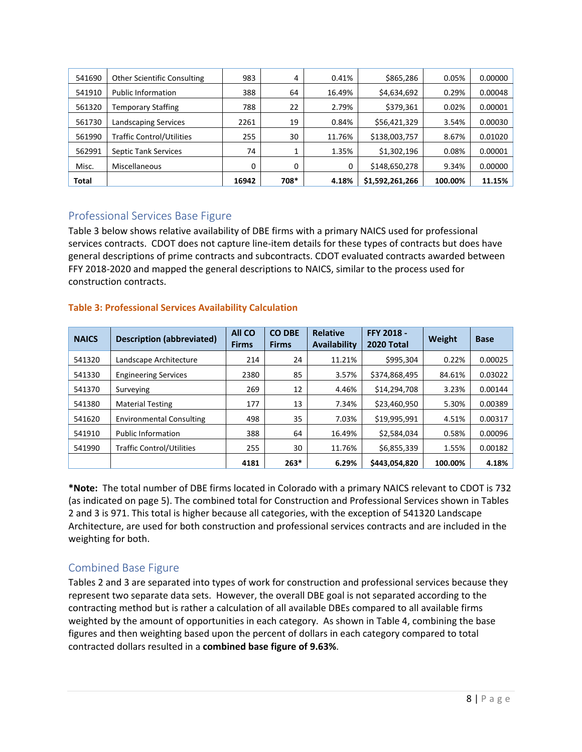| | | | | | | | |
|---|---|---|---|---|---|---|---|
| 541690 | Other Scientific Consulting | 983 | 4 | 0.41% | $865,286 | 0.05% | 0.00000 |
| 541910 | Public Information | 388 | 64 | 16.49% | $4,634,692 | 0.29% | 0.00048 |
| 561320 | Temporary Staffing | 788 | 22 | 2.79% | $379,361 | 0.02% | 0.00001 |
| 561730 | Landscaping Services | 2261 | 19 | 0.84% | $56,421,329 | 3.54% | 0.00030 |
| 561990 | Traffic Control/Utilities | 255 | 30 | 11.76% | $138,003,757 | 8.67% | 0.01020 |
| 562991 | Septic Tank Services | 74 | 1 | 1.35% | $1,302,196 | 0.08% | 0.00001 |
| Misc. | Miscellaneous | 0 | 0 | 0 | $148,650,278 | 9.34% | 0.00000 |
| **Total** | | **16942** | **708*** | **4.18%** | **$1,592,261,266** | **100.00%** | **11.15%** |

## Professional Services Base Figure

Table 3 below shows relative availability of DBE firms with a primary NAICS used for professional services contracts. CDOT does not capture line-item details for these types of contracts but does have general descriptions of prime contracts and subcontracts. CDOT evaluated contracts awarded between FFY 2018-2020 and mapped the general descriptions to NAICS, similar to the process used for construction contracts.

**Table 3: Professional Services Availability Calculation**

| NAICS | Description (abbreviated) | All CO Firms | CO DBE Firms | Relative Availability | FFY 2018 - 2020 Total | Weight | Base |
|---|---|---|---|---|---|---|---|
| 541320 | Landscape Architecture | 214 | 24 | 11.21% | $995,304 | 0.22% | 0.00025 |
| 541330 | Engineering Services | 2380 | 85 | 3.57% | $374,868,495 | 84.61% | 0.03022 |
| 541370 | Surveying | 269 | 12 | 4.46% | $14,294,708 | 3.23% | 0.00144 |
| 541380 | Material Testing | 177 | 13 | 7.34% | $23,460,950 | 5.30% | 0.00389 |
| 541620 | Environmental Consulting | 498 | 35 | 7.03% | $19,995,991 | 4.51% | 0.00317 |
| 541910 | Public Information | 388 | 64 | 16.49% | $2,584,034 | 0.58% | 0.00096 |
| 541990 | Traffic Control/Utilities | 255 | 30 | 11.76% | $6,855,339 | 1.55% | 0.00182 |
| | | **4181** | **263*** | **6.29%** | **$443,054,820** | **100.00%** | **4.18%** |

***Note:** The total number of DBE firms located in Colorado with a primary NAICS relevant to CDOT is 732 (as indicated on page 5). The combined total for Construction and Professional Services shown in Tables 2 and 3 is 971. This total is higher because all categories, with the exception of 541320 Landscape Architecture, are used for both construction and professional services contracts and are included in the weighting for both.

## Combined Base Figure

Tables 2 and 3 are separated into types of work for construction and professional services because they represent two separate data sets. However, the overall DBE goal is not separated according to the contracting method but is rather a calculation of all available DBEs compared to all available firms weighted by the amount of opportunities in each category. As shown in Table 4, combining the base figures and then weighting based upon the percent of dollars in each category compared to total contracted dollars resulted in a **combined base figure of 9.63%**.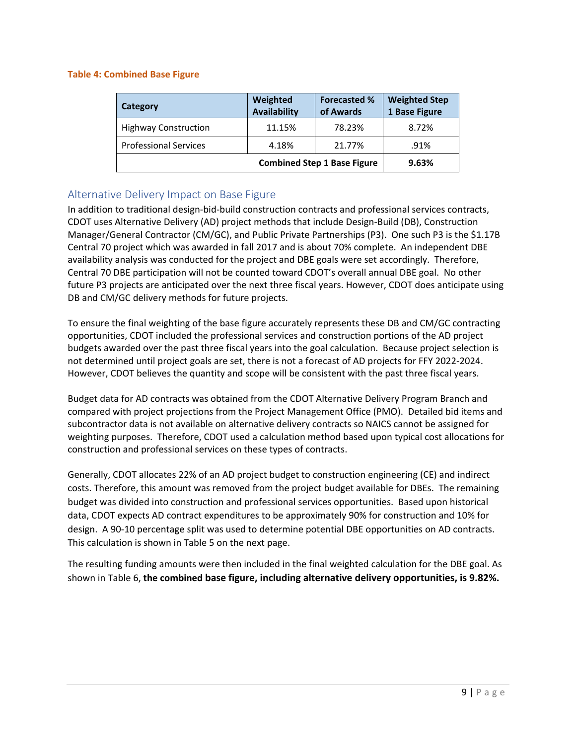**Table 4: Combined Base Figure**

| Category | Weighted Availability | Forecasted % of Awards | Weighted Step 1 Base Figure |
|---|---|---|---|
| Highway Construction | 11.15% | 78.23% | 8.72% |
| Professional Services | 4.18% | 21.77% | .91% |
| | | **Combined Step 1 Base Figure** | **9.63%** |

## Alternative Delivery Impact on Base Figure

In addition to traditional design-bid-build construction contracts and professional services contracts, CDOT uses Alternative Delivery (AD) project methods that include Design-Build (DB), Construction Manager/General Contractor (CM/GC), and Public Private Partnerships (P3). One such P3 is the $1.17B Central 70 project which was awarded in fall 2017 and is about 70% complete. An independent DBE availability analysis was conducted for the project and DBE goals were set accordingly. Therefore, Central 70 DBE participation will not be counted toward CDOT's overall annual DBE goal. No other future P3 projects are anticipated over the next three fiscal years. However, CDOT does anticipate using DB and CM/GC delivery methods for future projects.

To ensure the final weighting of the base figure accurately represents these DB and CM/GC contracting opportunities, CDOT included the professional services and construction portions of the AD project budgets awarded over the past three fiscal years into the goal calculation. Because project selection is not determined until project goals are set, there is not a forecast of AD projects for FFY 2022-2024. However, CDOT believes the quantity and scope will be consistent with the past three fiscal years.

Budget data for AD contracts was obtained from the CDOT Alternative Delivery Program Branch and compared with project projections from the Project Management Office (PMO). Detailed bid items and subcontractor data is not available on alternative delivery contracts so NAICS cannot be assigned for weighting purposes. Therefore, CDOT used a calculation method based upon typical cost allocations for construction and professional services on these types of contracts.

Generally, CDOT allocates 22% of an AD project budget to construction engineering (CE) and indirect costs. Therefore, this amount was removed from the project budget available for DBEs. The remaining budget was divided into construction and professional services opportunities. Based upon historical data, CDOT expects AD contract expenditures to be approximately 90% for construction and 10% for design. A 90-10 percentage split was used to determine potential DBE opportunities on AD contracts. This calculation is shown in Table 5 on the next page.

The resulting funding amounts were then included in the final weighted calculation for the DBE goal. As shown in Table 6, **the combined base figure, including alternative delivery opportunities, is 9.82%.**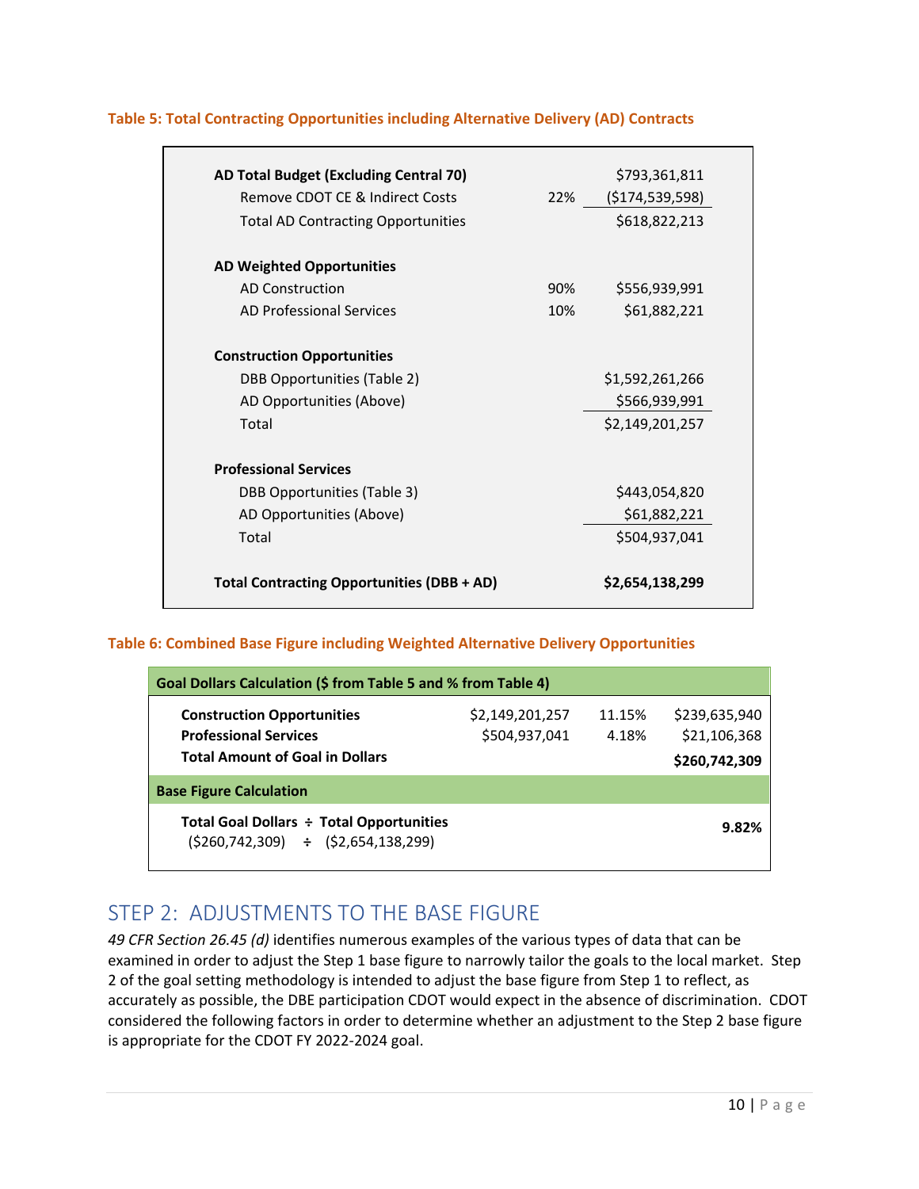**Table 5: Total Contracting Opportunities including Alternative Delivery (AD) Contracts**

| | | |
|---|---|---|
| **AD Total Budget (Excluding Central 70)** | | $793,361,811 |
| Remove CDOT CE & Indirect Costs | 22% | ($174,539,598) |
| Total AD Contracting Opportunities | | $618,822,213 |
| | | |
| **AD Weighted Opportunities** | | |
| AD Construction | 90% | $556,939,991 |
| AD Professional Services | 10% | $61,882,221 |
| | | |
| **Construction Opportunities** | | |
| DBB Opportunities (Table 2) | | $1,592,261,266 |
| AD Opportunities (Above) | | $566,939,991 |
| Total | | $2,149,201,257 |
| | | |
| **Professional Services** | | |
| DBB Opportunities (Table 3) | | $443,054,820 |
| AD Opportunities (Above) | | $61,882,221 |
| Total | | $504,937,041 |
| | | |
| **Total Contracting Opportunities (DBB + AD)** | | **$2,654,138,299** |

**Table 6: Combined Base Figure including Weighted Alternative Delivery Opportunities**

| **Goal Dollars Calculation ($ from Table 5 and % from Table 4)** | | | |
|---|---|---|---|
| **Construction Opportunities** | $2,149,201,257 | 11.15% | $239,635,940 |
| **Professional Services** | $504,937,041 | 4.18% | $21,106,368 |
| **Total Amount of Goal in Dollars** | | | **$260,742,309** |
| **Base Figure Calculation** | | | |
| **Total Goal Dollars ÷ Total Opportunities** ($260,742,309) ÷ ($2,654,138,299) | | | **9.82%** |

## STEP 2: ADJUSTMENTS TO THE BASE FIGURE

*49 CFR Section 26.45 (d)* identifies numerous examples of the various types of data that can be examined in order to adjust the Step 1 base figure to narrowly tailor the goals to the local market. Step 2 of the goal setting methodology is intended to adjust the base figure from Step 1 to reflect, as accurately as possible, the DBE participation CDOT would expect in the absence of discrimination. CDOT considered the following factors in order to determine whether an adjustment to the Step 2 base figure is appropriate for the CDOT FY 2022-2024 goal.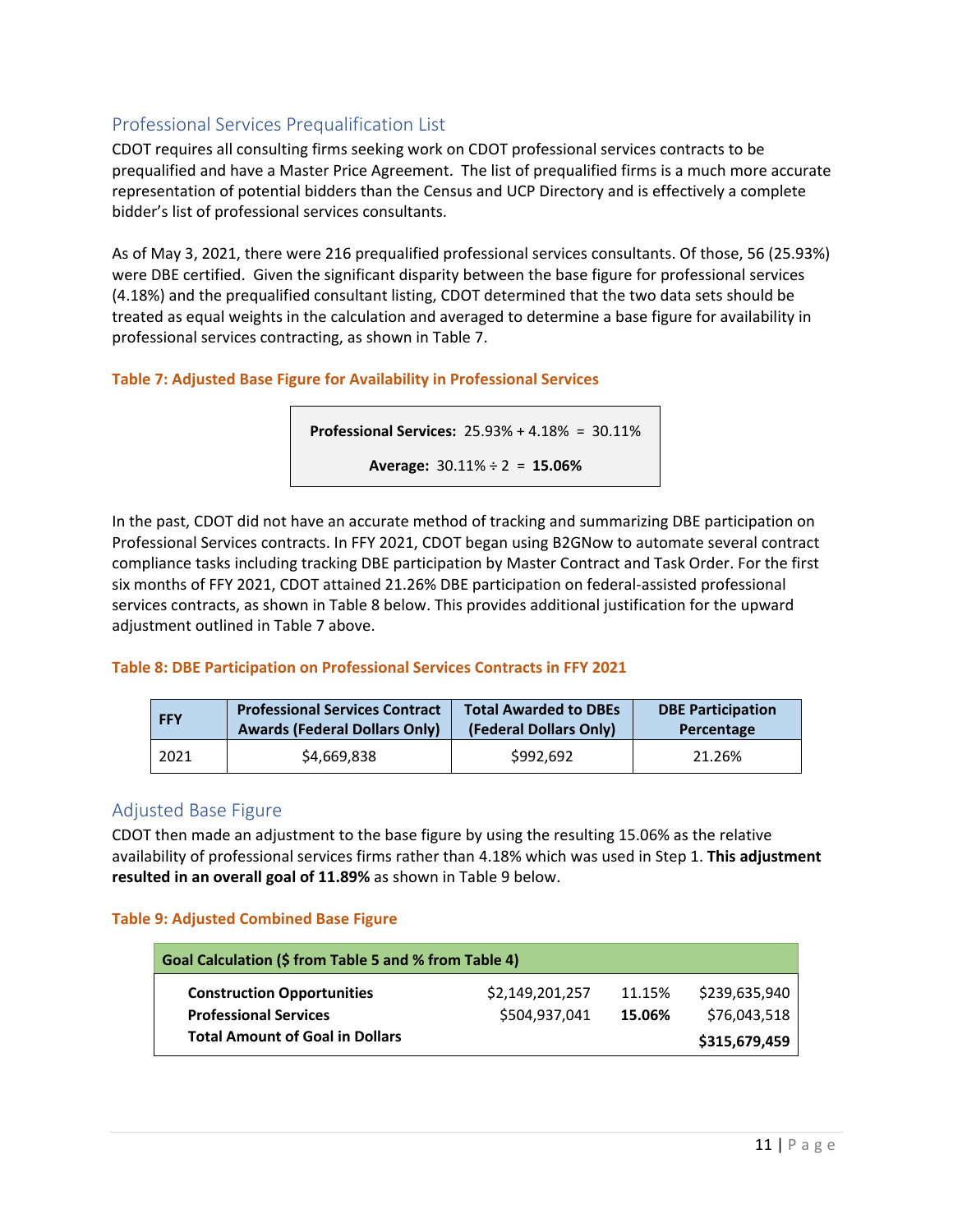## Professional Services Prequalification List

CDOT requires all consulting firms seeking work on CDOT professional services contracts to be prequalified and have a Master Price Agreement. The list of prequalified firms is a much more accurate representation of potential bidders than the Census and UCP Directory and is effectively a complete bidder's list of professional services consultants.

As of May 3, 2021, there were 216 prequalified professional services consultants. Of those, 56 (25.93%) were DBE certified. Given the significant disparity between the base figure for professional services (4.18%) and the prequalified consultant listing, CDOT determined that the two data sets should be treated as equal weights in the calculation and averaged to determine a base figure for availability in professional services contracting, as shown in Table 7.

**Table 7: Adjusted Base Figure for Availability in Professional Services**

**Professional Services:** 25.93% + 4.18% = 30.11%

**Average:** 30.11% ÷ 2 = **15.06%**

In the past, CDOT did not have an accurate method of tracking and summarizing DBE participation on Professional Services contracts. In FFY 2021, CDOT began using B2GNow to automate several contract compliance tasks including tracking DBE participation by Master Contract and Task Order. For the first six months of FFY 2021, CDOT attained 21.26% DBE participation on federal-assisted professional services contracts, as shown in Table 8 below. This provides additional justification for the upward adjustment outlined in Table 7 above.

**Table 8: DBE Participation on Professional Services Contracts in FFY 2021**

| FFY | Professional Services Contract Awards (Federal Dollars Only) | Total Awarded to DBEs (Federal Dollars Only) | DBE Participation Percentage |
|---|---|---|---|
| 2021 | $4,669,838 | $992,692 | 21.26% |

## Adjusted Base Figure

CDOT then made an adjustment to the base figure by using the resulting 15.06% as the relative availability of professional services firms rather than 4.18% which was used in Step 1. **This adjustment resulted in an overall goal of 11.89%** as shown in Table 9 below.

**Table 9: Adjusted Combined Base Figure**

| Goal Calculation ($ from Table 5 and % from Table 4) | | | |
|---|---|---|---|
| **Construction Opportunities** | $2,149,201,257 | 11.15% | $239,635,940 |
| **Professional Services** | $504,937,041 | **15.06%** | $76,043,518 |
| **Total Amount of Goal in Dollars** | | | **$315,679,459** |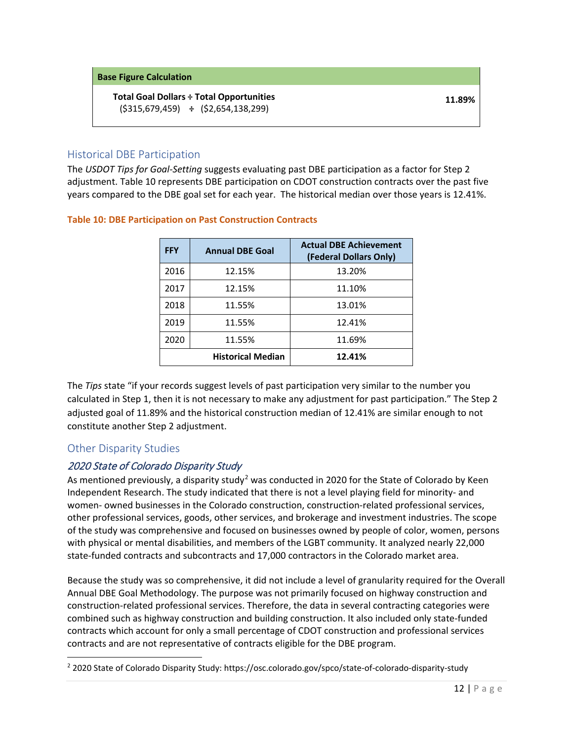| Base Figure Calculation | |
|---|---|
| **Total Goal Dollars ÷ Total Opportunities**<br>($315,679,459) ÷ ($2,654,138,299) | **11.89%** |

## Historical DBE Participation

The *USDOT Tips for Goal-Setting* suggests evaluating past DBE participation as a factor for Step 2 adjustment. Table 10 represents DBE participation on CDOT construction contracts over the past five years compared to the DBE goal set for each year. The historical median over those years is 12.41%.

**Table 10: DBE Participation on Past Construction Contracts**

| FFY | Annual DBE Goal | Actual DBE Achievement (Federal Dollars Only) |
|---|---|---|
| 2016 | 12.15% | 13.20% |
| 2017 | 12.15% | 11.10% |
| 2018 | 11.55% | 13.01% |
| 2019 | 11.55% | 12.41% |
| 2020 | 11.55% | 11.69% |
| | **Historical Median** | **12.41%** |

The *Tips* state "if your records suggest levels of past participation very similar to the number you calculated in Step 1, then it is not necessary to make any adjustment for past participation." The Step 2 adjusted goal of 11.89% and the historical construction median of 12.41% are similar enough to not constitute another Step 2 adjustment.

## Other Disparity Studies

### *2020 State of Colorado Disparity Study*

As mentioned previously, a disparity study[2] was conducted in 2020 for the State of Colorado by Keen Independent Research. The study indicated that there is not a level playing field for minority- and women- owned businesses in the Colorado construction, construction-related professional services, other professional services, goods, other services, and brokerage and investment industries. The scope of the study was comprehensive and focused on businesses owned by people of color, women, persons with physical or mental disabilities, and members of the LGBT community. It analyzed nearly 22,000 state-funded contracts and subcontracts and 17,000 contractors in the Colorado market area.

Because the study was so comprehensive, it did not include a level of granularity required for the Overall Annual DBE Goal Methodology. The purpose was not primarily focused on highway construction and construction-related professional services. Therefore, the data in several contracting categories were combined such as highway construction and building construction. It also included only state-funded contracts which account for only a small percentage of CDOT construction and professional services contracts and are not representative of contracts eligible for the DBE program.

[2] 2020 State of Colorado Disparity Study: https://osc.colorado.gov/spco/state-of-colorado-disparity-study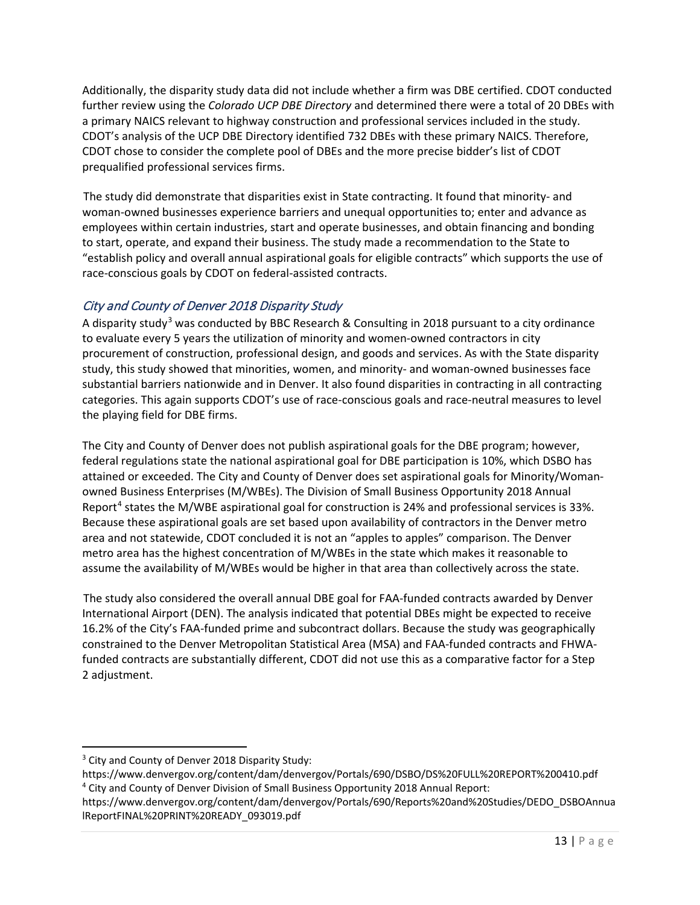Additionally, the disparity study data did not include whether a firm was DBE certified. CDOT conducted further review using the *Colorado UCP DBE Directory* and determined there were a total of 20 DBEs with a primary NAICS relevant to highway construction and professional services included in the study. CDOT's analysis of the UCP DBE Directory identified 732 DBEs with these primary NAICS. Therefore, CDOT chose to consider the complete pool of DBEs and the more precise bidder's list of CDOT prequalified professional services firms.

The study did demonstrate that disparities exist in State contracting. It found that minority- and woman-owned businesses experience barriers and unequal opportunities to; enter and advance as employees within certain industries, start and operate businesses, and obtain financing and bonding to start, operate, and expand their business. The study made a recommendation to the State to "establish policy and overall annual aspirational goals for eligible contracts" which supports the use of race-conscious goals by CDOT on federal-assisted contracts.

### *City and County of Denver 2018 Disparity Study*

A disparity study[3] was conducted by BBC Research & Consulting in 2018 pursuant to a city ordinance to evaluate every 5 years the utilization of minority and women-owned contractors in city procurement of construction, professional design, and goods and services. As with the State disparity study, this study showed that minorities, women, and minority- and woman-owned businesses face substantial barriers nationwide and in Denver. It also found disparities in contracting in all contracting categories. This again supports CDOT's use of race-conscious goals and race-neutral measures to level the playing field for DBE firms.

The City and County of Denver does not publish aspirational goals for the DBE program; however, federal regulations state the national aspirational goal for DBE participation is 10%, which DSBO has attained or exceeded. The City and County of Denver does set aspirational goals for Minority/Woman-owned Business Enterprises (M/WBEs). The Division of Small Business Opportunity 2018 Annual Report[4] states the M/WBE aspirational goal for construction is 24% and professional services is 33%. Because these aspirational goals are set based upon availability of contractors in the Denver metro area and not statewide, CDOT concluded it is not an "apples to apples" comparison. The Denver metro area has the highest concentration of M/WBEs in the state which makes it reasonable to assume the availability of M/WBEs would be higher in that area than collectively across the state.

The study also considered the overall annual DBE goal for FAA-funded contracts awarded by Denver International Airport (DEN). The analysis indicated that potential DBEs might be expected to receive 16.2% of the City's FAA-funded prime and subcontract dollars. Because the study was geographically constrained to the Denver Metropolitan Statistical Area (MSA) and FAA-funded contracts and FHWA-funded contracts are substantially different, CDOT did not use this as a comparative factor for a Step 2 adjustment.

---

[3] City and County of Denver 2018 Disparity Study:
https://www.denvergov.org/content/dam/denvergov/Portals/690/DSBO/DS%20FULL%20REPORT%200410.pdf

[4] City and County of Denver Division of Small Business Opportunity 2018 Annual Report:
https://www.denvergov.org/content/dam/denvergov/Portals/690/Reports%20and%20Studies/DEDO_DSBOAnnualReportFINAL%20PRINT%20READY_093019.pdf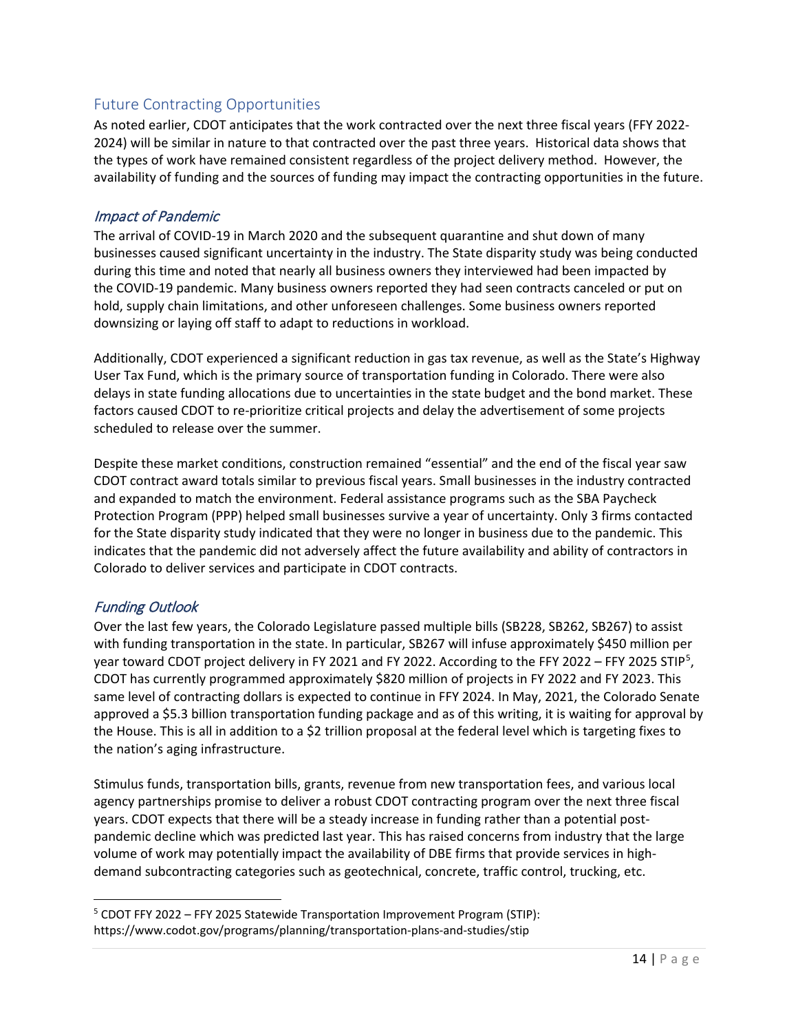## Future Contracting Opportunities

As noted earlier, CDOT anticipates that the work contracted over the next three fiscal years (FFY 2022-2024) will be similar in nature to that contracted over the past three years. Historical data shows that the types of work have remained consistent regardless of the project delivery method. However, the availability of funding and the sources of funding may impact the contracting opportunities in the future.

### *Impact of Pandemic*

The arrival of COVID-19 in March 2020 and the subsequent quarantine and shut down of many businesses caused significant uncertainty in the industry. The State disparity study was being conducted during this time and noted that nearly all business owners they interviewed had been impacted by the COVID-19 pandemic. Many business owners reported they had seen contracts canceled or put on hold, supply chain limitations, and other unforeseen challenges. Some business owners reported downsizing or laying off staff to adapt to reductions in workload.

Additionally, CDOT experienced a significant reduction in gas tax revenue, as well as the State's Highway User Tax Fund, which is the primary source of transportation funding in Colorado. There were also delays in state funding allocations due to uncertainties in the state budget and the bond market. These factors caused CDOT to re-prioritize critical projects and delay the advertisement of some projects scheduled to release over the summer.

Despite these market conditions, construction remained "essential" and the end of the fiscal year saw CDOT contract award totals similar to previous fiscal years. Small businesses in the industry contracted and expanded to match the environment. Federal assistance programs such as the SBA Paycheck Protection Program (PPP) helped small businesses survive a year of uncertainty. Only 3 firms contacted for the State disparity study indicated that they were no longer in business due to the pandemic. This indicates that the pandemic did not adversely affect the future availability and ability of contractors in Colorado to deliver services and participate in CDOT contracts.

### *Funding Outlook*

Over the last few years, the Colorado Legislature passed multiple bills (SB228, SB262, SB267) to assist with funding transportation in the state. In particular, SB267 will infuse approximately $450 million per year toward CDOT project delivery in FY 2021 and FY 2022. According to the FFY 2022 – FFY 2025 STIP[5], CDOT has currently programmed approximately $820 million of projects in FY 2022 and FY 2023. This same level of contracting dollars is expected to continue in FFY 2024. In May, 2021, the Colorado Senate approved a $5.3 billion transportation funding package and as of this writing, it is waiting for approval by the House. This is all in addition to a $2 trillion proposal at the federal level which is targeting fixes to the nation's aging infrastructure.

Stimulus funds, transportation bills, grants, revenue from new transportation fees, and various local agency partnerships promise to deliver a robust CDOT contracting program over the next three fiscal years. CDOT expects that there will be a steady increase in funding rather than a potential post-pandemic decline which was predicted last year. This has raised concerns from industry that the large volume of work may potentially impact the availability of DBE firms that provide services in high-demand subcontracting categories such as geotechnical, concrete, traffic control, trucking, etc.

---

[5] CDOT FFY 2022 – FFY 2025 Statewide Transportation Improvement Program (STIP): https://www.codot.gov/programs/planning/transportation-plans-and-studies/stip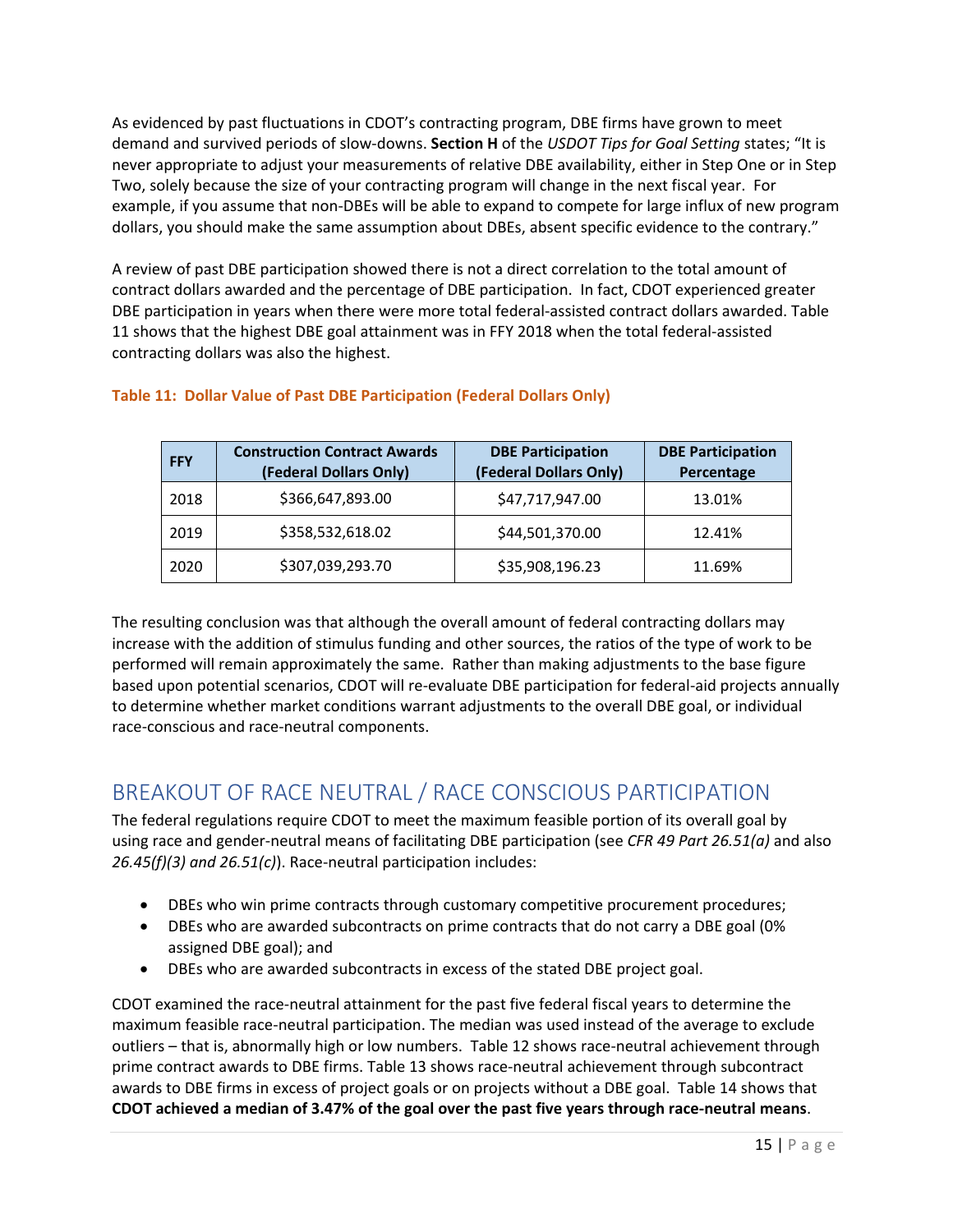As evidenced by past fluctuations in CDOT's contracting program, DBE firms have grown to meet demand and survived periods of slow-downs. **Section H** of the *USDOT Tips for Goal Setting* states; "It is never appropriate to adjust your measurements of relative DBE availability, either in Step One or in Step Two, solely because the size of your contracting program will change in the next fiscal year. For example, if you assume that non-DBEs will be able to expand to compete for large influx of new program dollars, you should make the same assumption about DBEs, absent specific evidence to the contrary."

A review of past DBE participation showed there is not a direct correlation to the total amount of contract dollars awarded and the percentage of DBE participation. In fact, CDOT experienced greater DBE participation in years when there were more total federal-assisted contract dollars awarded. Table 11 shows that the highest DBE goal attainment was in FFY 2018 when the total federal-assisted contracting dollars was also the highest.

**Table 11: Dollar Value of Past DBE Participation (Federal Dollars Only)**

| FFY | Construction Contract Awards (Federal Dollars Only) | DBE Participation (Federal Dollars Only) | DBE Participation Percentage |
|---|---|---|---|
| 2018 | $366,647,893.00 | $47,717,947.00 | 13.01% |
| 2019 | $358,532,618.02 | $44,501,370.00 | 12.41% |
| 2020 | $307,039,293.70 | $35,908,196.23 | 11.69% |

The resulting conclusion was that although the overall amount of federal contracting dollars may increase with the addition of stimulus funding and other sources, the ratios of the type of work to be performed will remain approximately the same. Rather than making adjustments to the base figure based upon potential scenarios, CDOT will re-evaluate DBE participation for federal-aid projects annually to determine whether market conditions warrant adjustments to the overall DBE goal, or individual race-conscious and race-neutral components.

## BREAKOUT OF RACE NEUTRAL / RACE CONSCIOUS PARTICIPATION

The federal regulations require CDOT to meet the maximum feasible portion of its overall goal by using race and gender-neutral means of facilitating DBE participation (see *CFR 49 Part 26.51(a)* and also *26.45(f)(3) and 26.51(c)*). Race-neutral participation includes:

- DBEs who win prime contracts through customary competitive procurement procedures;
- DBEs who are awarded subcontracts on prime contracts that do not carry a DBE goal (0% assigned DBE goal); and
- DBEs who are awarded subcontracts in excess of the stated DBE project goal.

CDOT examined the race-neutral attainment for the past five federal fiscal years to determine the maximum feasible race-neutral participation. The median was used instead of the average to exclude outliers – that is, abnormally high or low numbers. Table 12 shows race-neutral achievement through prime contract awards to DBE firms. Table 13 shows race-neutral achievement through subcontract awards to DBE firms in excess of project goals or on projects without a DBE goal. Table 14 shows that **CDOT achieved a median of 3.47% of the goal over the past five years through race-neutral means**.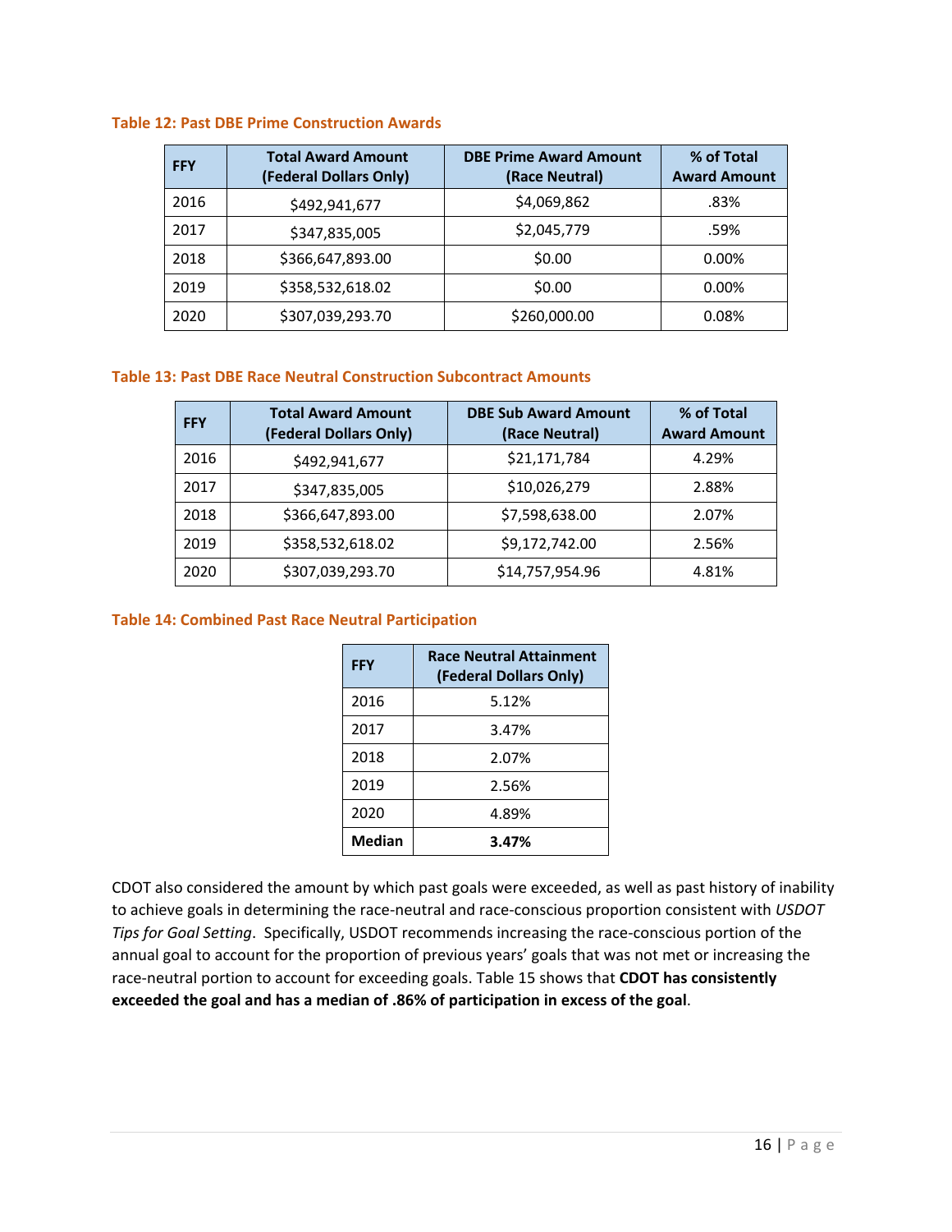**Table 12: Past DBE Prime Construction Awards**

| FFY | Total Award Amount (Federal Dollars Only) | DBE Prime Award Amount (Race Neutral) | % of Total Award Amount |
|---|---|---|---|
| 2016 | $492,941,677 | $4,069,862 | .83% |
| 2017 | $347,835,005 | $2,045,779 | .59% |
| 2018 | $366,647,893.00 | $0.00 | 0.00% |
| 2019 | $358,532,618.02 | $0.00 | 0.00% |
| 2020 | $307,039,293.70 | $260,000.00 | 0.08% |

**Table 13: Past DBE Race Neutral Construction Subcontract Amounts**

| FFY | Total Award Amount (Federal Dollars Only) | DBE Sub Award Amount (Race Neutral) | % of Total Award Amount |
|---|---|---|---|
| 2016 | $492,941,677 | $21,171,784 | 4.29% |
| 2017 | $347,835,005 | $10,026,279 | 2.88% |
| 2018 | $366,647,893.00 | $7,598,638.00 | 2.07% |
| 2019 | $358,532,618.02 | $9,172,742.00 | 2.56% |
| 2020 | $307,039,293.70 | $14,757,954.96 | 4.81% |

**Table 14: Combined Past Race Neutral Participation**

| FFY | Race Neutral Attainment (Federal Dollars Only) |
|---|---|
| 2016 | 5.12% |
| 2017 | 3.47% |
| 2018 | 2.07% |
| 2019 | 2.56% |
| 2020 | 4.89% |
| **Median** | **3.47%** |

CDOT also considered the amount by which past goals were exceeded, as well as past history of inability to achieve goals in determining the race-neutral and race-conscious proportion consistent with *USDOT Tips for Goal Setting*. Specifically, USDOT recommends increasing the race-conscious portion of the annual goal to account for the proportion of previous years' goals that was not met or increasing the race-neutral portion to account for exceeding goals. Table 15 shows that **CDOT has consistently exceeded the goal and has a median of .86% of participation in excess of the goal**.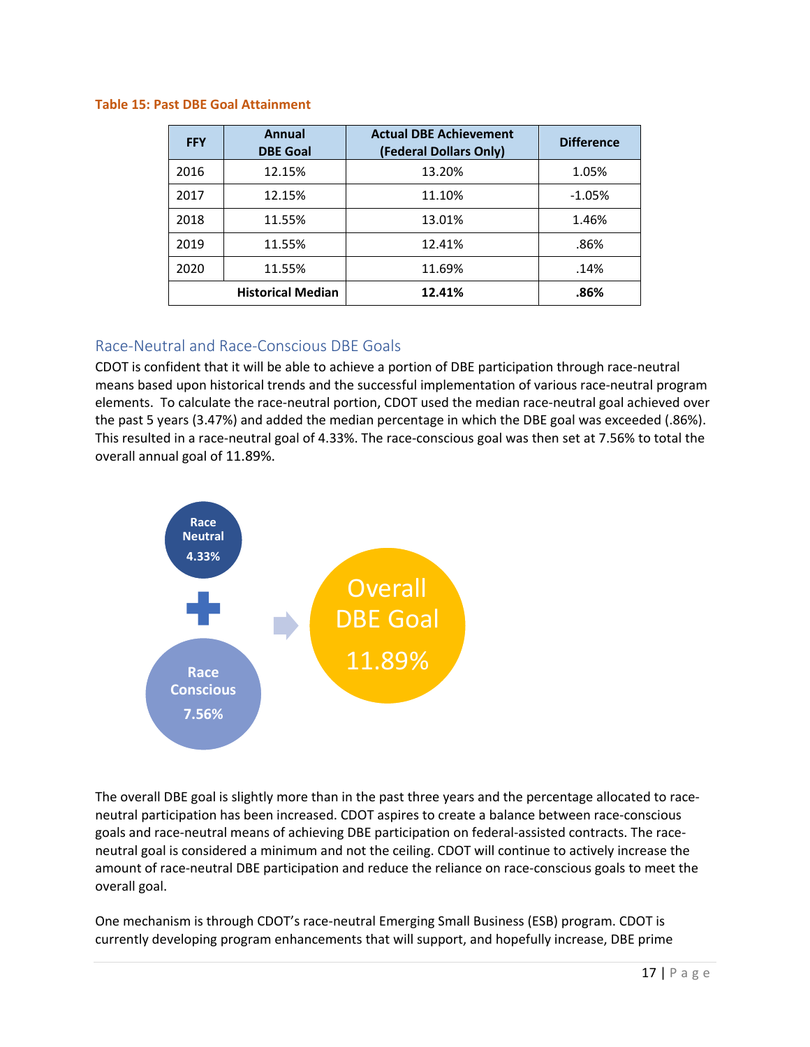**Table 15: Past DBE Goal Attainment**

| FFY | Annual DBE Goal | Actual DBE Achievement (Federal Dollars Only) | Difference |
|---|---|---|---|
| 2016 | 12.15% | 13.20% | 1.05% |
| 2017 | 12.15% | 11.10% | -1.05% |
| 2018 | 11.55% | 13.01% | 1.46% |
| 2019 | 11.55% | 12.41% | .86% |
| 2020 | 11.55% | 11.69% | .14% |
| | **Historical Median** | **12.41%** | **.86%** |

## Race-Neutral and Race-Conscious DBE Goals

CDOT is confident that it will be able to achieve a portion of DBE participation through race-neutral means based upon historical trends and the successful implementation of various race-neutral program elements. To calculate the race-neutral portion, CDOT used the median race-neutral goal achieved over the past 5 years (3.47%) and added the median percentage in which the DBE goal was exceeded (.86%). This resulted in a race-neutral goal of 4.33%. The race-conscious goal was then set at 7.56% to total the overall annual goal of 11.89%.

Race Neutral 4.33% + Race Conscious 7.56% → Overall DBE Goal 11.89%

The overall DBE goal is slightly more than in the past three years and the percentage allocated to race-neutral participation has been increased. CDOT aspires to create a balance between race-conscious goals and race-neutral means of achieving DBE participation on federal-assisted contracts. The race-neutral goal is considered a minimum and not the ceiling. CDOT will continue to actively increase the amount of race-neutral DBE participation and reduce the reliance on race-conscious goals to meet the overall goal.

One mechanism is through CDOT's race-neutral Emerging Small Business (ESB) program. CDOT is currently developing program enhancements that will support, and hopefully increase, DBE prime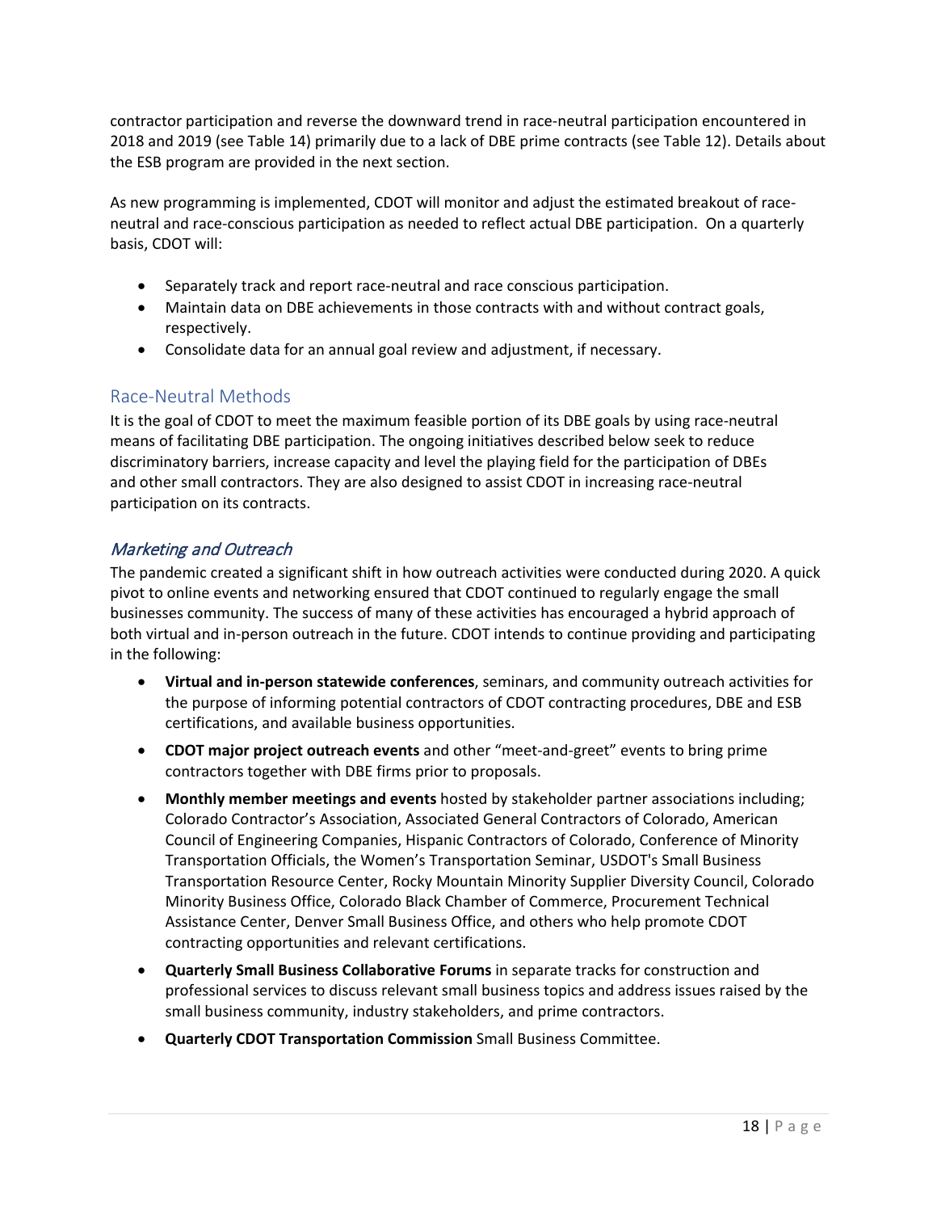contractor participation and reverse the downward trend in race-neutral participation encountered in 2018 and 2019 (see Table 14) primarily due to a lack of DBE prime contracts (see Table 12). Details about the ESB program are provided in the next section.

As new programming is implemented, CDOT will monitor and adjust the estimated breakout of race-neutral and race-conscious participation as needed to reflect actual DBE participation. On a quarterly basis, CDOT will:

- Separately track and report race-neutral and race conscious participation.
- Maintain data on DBE achievements in those contracts with and without contract goals, respectively.
- Consolidate data for an annual goal review and adjustment, if necessary.

## Race-Neutral Methods

It is the goal of CDOT to meet the maximum feasible portion of its DBE goals by using race-neutral means of facilitating DBE participation. The ongoing initiatives described below seek to reduce discriminatory barriers, increase capacity and level the playing field for the participation of DBEs and other small contractors. They are also designed to assist CDOT in increasing race-neutral participation on its contracts.

### *Marketing and Outreach*

The pandemic created a significant shift in how outreach activities were conducted during 2020. A quick pivot to online events and networking ensured that CDOT continued to regularly engage the small businesses community. The success of many of these activities has encouraged a hybrid approach of both virtual and in-person outreach in the future. CDOT intends to continue providing and participating in the following:

- **Virtual and in-person statewide conferences**, seminars, and community outreach activities for the purpose of informing potential contractors of CDOT contracting procedures, DBE and ESB certifications, and available business opportunities.
- **CDOT major project outreach events** and other "meet-and-greet" events to bring prime contractors together with DBE firms prior to proposals.
- **Monthly member meetings and events** hosted by stakeholder partner associations including; Colorado Contractor's Association, Associated General Contractors of Colorado, American Council of Engineering Companies, Hispanic Contractors of Colorado, Conference of Minority Transportation Officials, the Women's Transportation Seminar, USDOT's Small Business Transportation Resource Center, Rocky Mountain Minority Supplier Diversity Council, Colorado Minority Business Office, Colorado Black Chamber of Commerce, Procurement Technical Assistance Center, Denver Small Business Office, and others who help promote CDOT contracting opportunities and relevant certifications.
- **Quarterly Small Business Collaborative Forums** in separate tracks for construction and professional services to discuss relevant small business topics and address issues raised by the small business community, industry stakeholders, and prime contractors.
- **Quarterly CDOT Transportation Commission** Small Business Committee.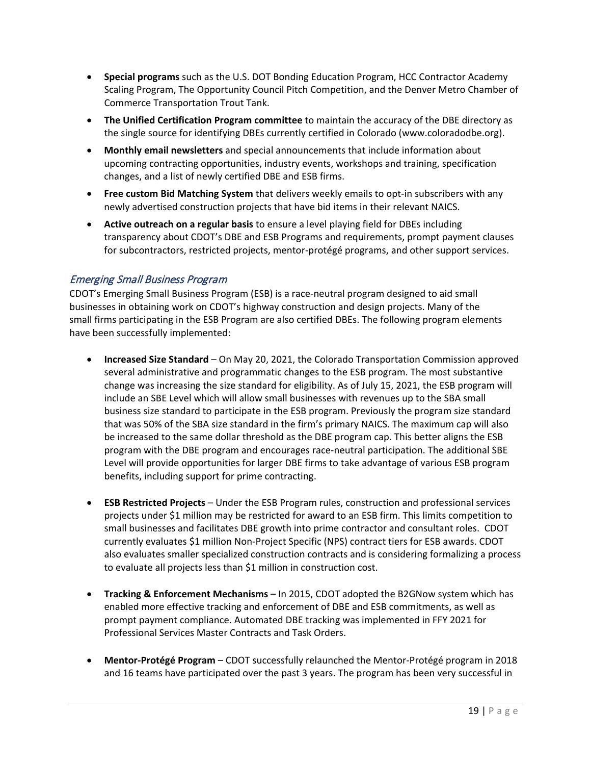- **Special programs** such as the U.S. DOT Bonding Education Program, HCC Contractor Academy Scaling Program, The Opportunity Council Pitch Competition, and the Denver Metro Chamber of Commerce Transportation Trout Tank.
- **The Unified Certification Program committee** to maintain the accuracy of the DBE directory as the single source for identifying DBEs currently certified in Colorado (www.coloradodbe.org).
- **Monthly email newsletters** and special announcements that include information about upcoming contracting opportunities, industry events, workshops and training, specification changes, and a list of newly certified DBE and ESB firms.
- **Free custom Bid Matching System** that delivers weekly emails to opt-in subscribers with any newly advertised construction projects that have bid items in their relevant NAICS.
- **Active outreach on a regular basis** to ensure a level playing field for DBEs including transparency about CDOT's DBE and ESB Programs and requirements, prompt payment clauses for subcontractors, restricted projects, mentor-protégé programs, and other support services.

### *Emerging Small Business Program*

CDOT's Emerging Small Business Program (ESB) is a race-neutral program designed to aid small businesses in obtaining work on CDOT's highway construction and design projects. Many of the small firms participating in the ESB Program are also certified DBEs. The following program elements have been successfully implemented:

- **Increased Size Standard** – On May 20, 2021, the Colorado Transportation Commission approved several administrative and programmatic changes to the ESB program. The most substantive change was increasing the size standard for eligibility. As of July 15, 2021, the ESB program will include an SBE Level which will allow small businesses with revenues up to the SBA small business size standard to participate in the ESB program. Previously the program size standard that was 50% of the SBA size standard in the firm's primary NAICS. The maximum cap will also be increased to the same dollar threshold as the DBE program cap. This better aligns the ESB program with the DBE program and encourages race-neutral participation. The additional SBE Level will provide opportunities for larger DBE firms to take advantage of various ESB program benefits, including support for prime contracting.

- **ESB Restricted Projects** – Under the ESB Program rules, construction and professional services projects under $1 million may be restricted for award to an ESB firm. This limits competition to small businesses and facilitates DBE growth into prime contractor and consultant roles. CDOT currently evaluates $1 million Non-Project Specific (NPS) contract tiers for ESB awards. CDOT also evaluates smaller specialized construction contracts and is considering formalizing a process to evaluate all projects less than $1 million in construction cost.

- **Tracking & Enforcement Mechanisms** – In 2015, CDOT adopted the B2GNow system which has enabled more effective tracking and enforcement of DBE and ESB commitments, as well as prompt payment compliance. Automated DBE tracking was implemented in FFY 2021 for Professional Services Master Contracts and Task Orders.

- **Mentor-Protégé Program** – CDOT successfully relaunched the Mentor-Protégé program in 2018 and 16 teams have participated over the past 3 years. The program has been very successful in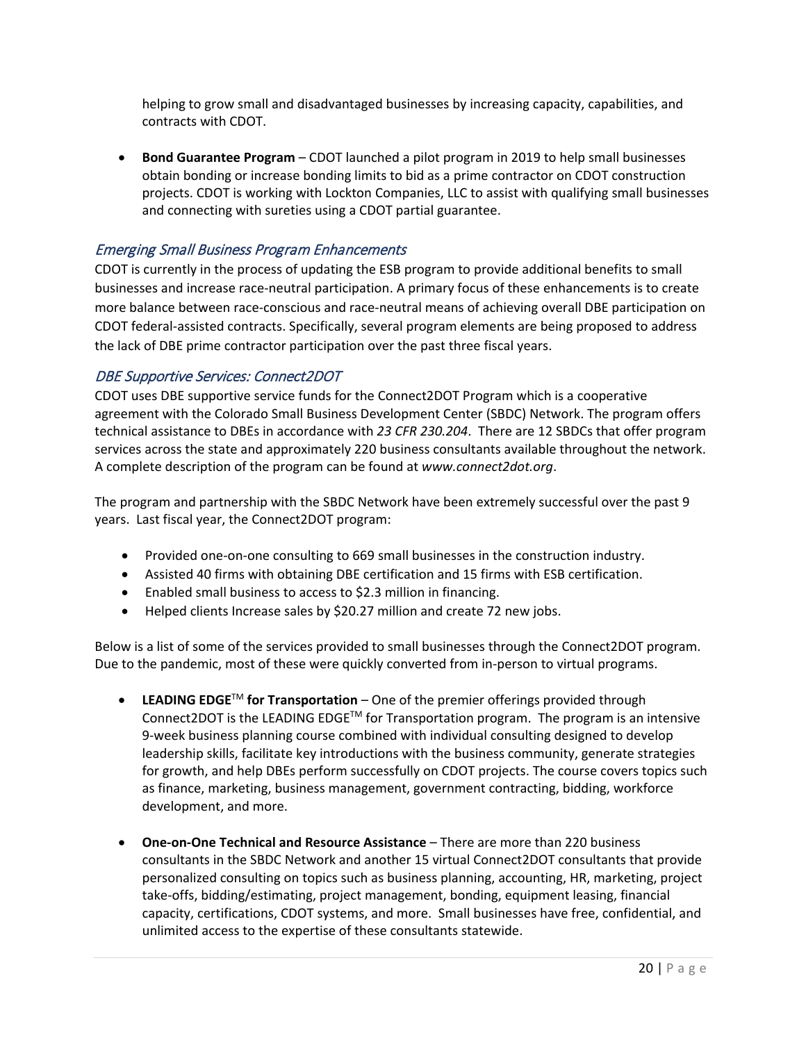helping to grow small and disadvantaged businesses by increasing capacity, capabilities, and contracts with CDOT.

- **Bond Guarantee Program** – CDOT launched a pilot program in 2019 to help small businesses obtain bonding or increase bonding limits to bid as a prime contractor on CDOT construction projects. CDOT is working with Lockton Companies, LLC to assist with qualifying small businesses and connecting with sureties using a CDOT partial guarantee.

### *Emerging Small Business Program Enhancements*

CDOT is currently in the process of updating the ESB program to provide additional benefits to small businesses and increase race-neutral participation. A primary focus of these enhancements is to create more balance between race-conscious and race-neutral means of achieving overall DBE participation on CDOT federal-assisted contracts. Specifically, several program elements are being proposed to address the lack of DBE prime contractor participation over the past three fiscal years.

### *DBE Supportive Services: Connect2DOT*

CDOT uses DBE supportive service funds for the Connect2DOT Program which is a cooperative agreement with the Colorado Small Business Development Center (SBDC) Network. The program offers technical assistance to DBEs in accordance with *23 CFR 230.204*. There are 12 SBDCs that offer program services across the state and approximately 220 business consultants available throughout the network. A complete description of the program can be found at *www.connect2dot.org*.

The program and partnership with the SBDC Network have been extremely successful over the past 9 years. Last fiscal year, the Connect2DOT program:

- Provided one-on-one consulting to 669 small businesses in the construction industry.
- Assisted 40 firms with obtaining DBE certification and 15 firms with ESB certification.
- Enabled small business to access to $2.3 million in financing.
- Helped clients Increase sales by $20.27 million and create 72 new jobs.

Below is a list of some of the services provided to small businesses through the Connect2DOT program. Due to the pandemic, most of these were quickly converted from in-person to virtual programs.

- **LEADING EDGE™ for Transportation** – One of the premier offerings provided through Connect2DOT is the LEADING EDGE™ for Transportation program. The program is an intensive 9-week business planning course combined with individual consulting designed to develop leadership skills, facilitate key introductions with the business community, generate strategies for growth, and help DBEs perform successfully on CDOT projects. The course covers topics such as finance, marketing, business management, government contracting, bidding, workforce development, and more.

- **One-on-One Technical and Resource Assistance** – There are more than 220 business consultants in the SBDC Network and another 15 virtual Connect2DOT consultants that provide personalized consulting on topics such as business planning, accounting, HR, marketing, project take-offs, bidding/estimating, project management, bonding, equipment leasing, financial capacity, certifications, CDOT systems, and more. Small businesses have free, confidential, and unlimited access to the expertise of these consultants statewide.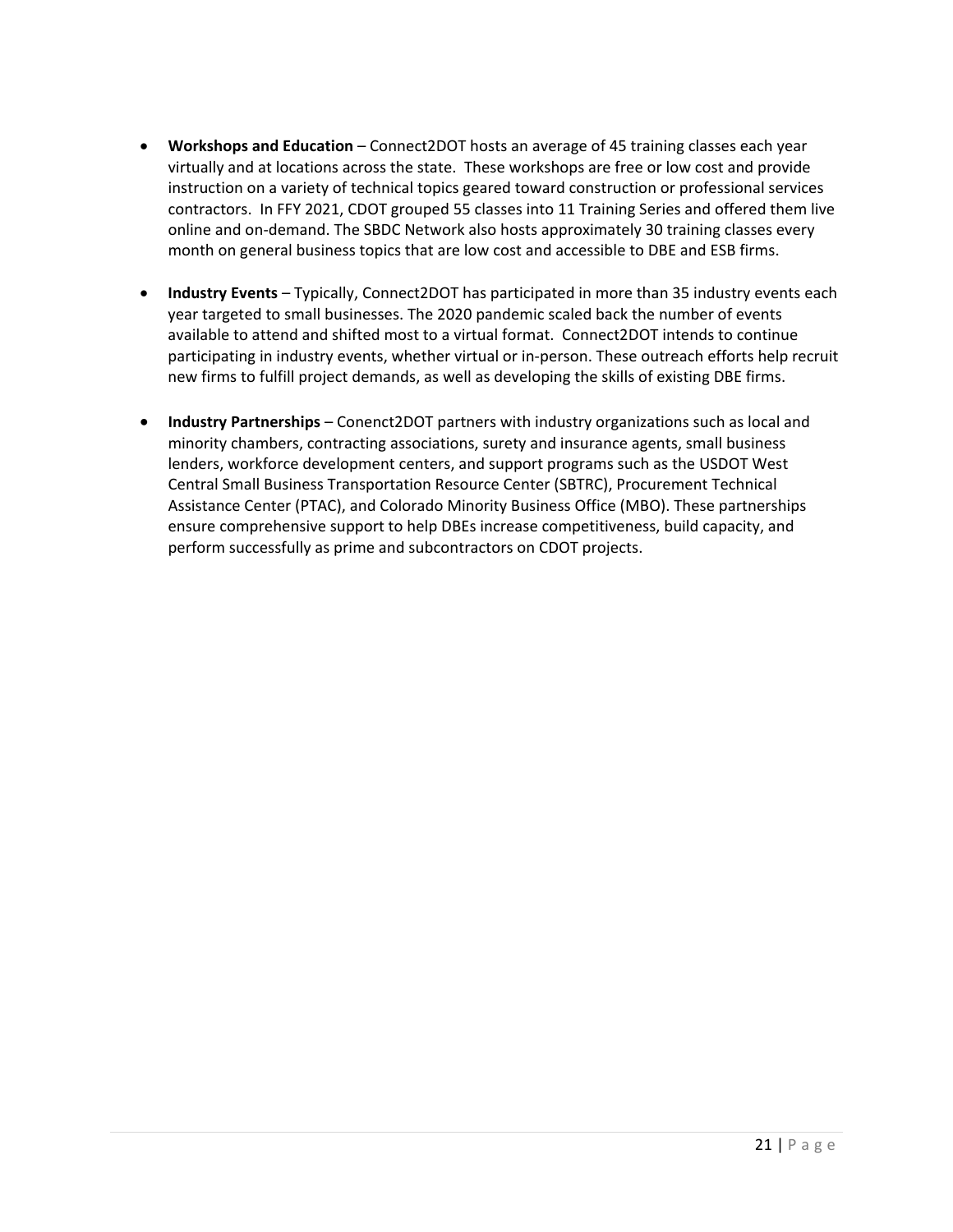- **Workshops and Education** – Connect2DOT hosts an average of 45 training classes each year virtually and at locations across the state. These workshops are free or low cost and provide instruction on a variety of technical topics geared toward construction or professional services contractors. In FFY 2021, CDOT grouped 55 classes into 11 Training Series and offered them live online and on-demand. The SBDC Network also hosts approximately 30 training classes every month on general business topics that are low cost and accessible to DBE and ESB firms.

- **Industry Events** – Typically, Connect2DOT has participated in more than 35 industry events each year targeted to small businesses. The 2020 pandemic scaled back the number of events available to attend and shifted most to a virtual format. Connect2DOT intends to continue participating in industry events, whether virtual or in-person. These outreach efforts help recruit new firms to fulfill project demands, as well as developing the skills of existing DBE firms.

- **Industry Partnerships** – Conenct2DOT partners with industry organizations such as local and minority chambers, contracting associations, surety and insurance agents, small business lenders, workforce development centers, and support programs such as the USDOT West Central Small Business Transportation Resource Center (SBTRC), Procurement Technical Assistance Center (PTAC), and Colorado Minority Business Office (MBO). These partnerships ensure comprehensive support to help DBEs increase competitiveness, build capacity, and perform successfully as prime and subcontractors on CDOT projects.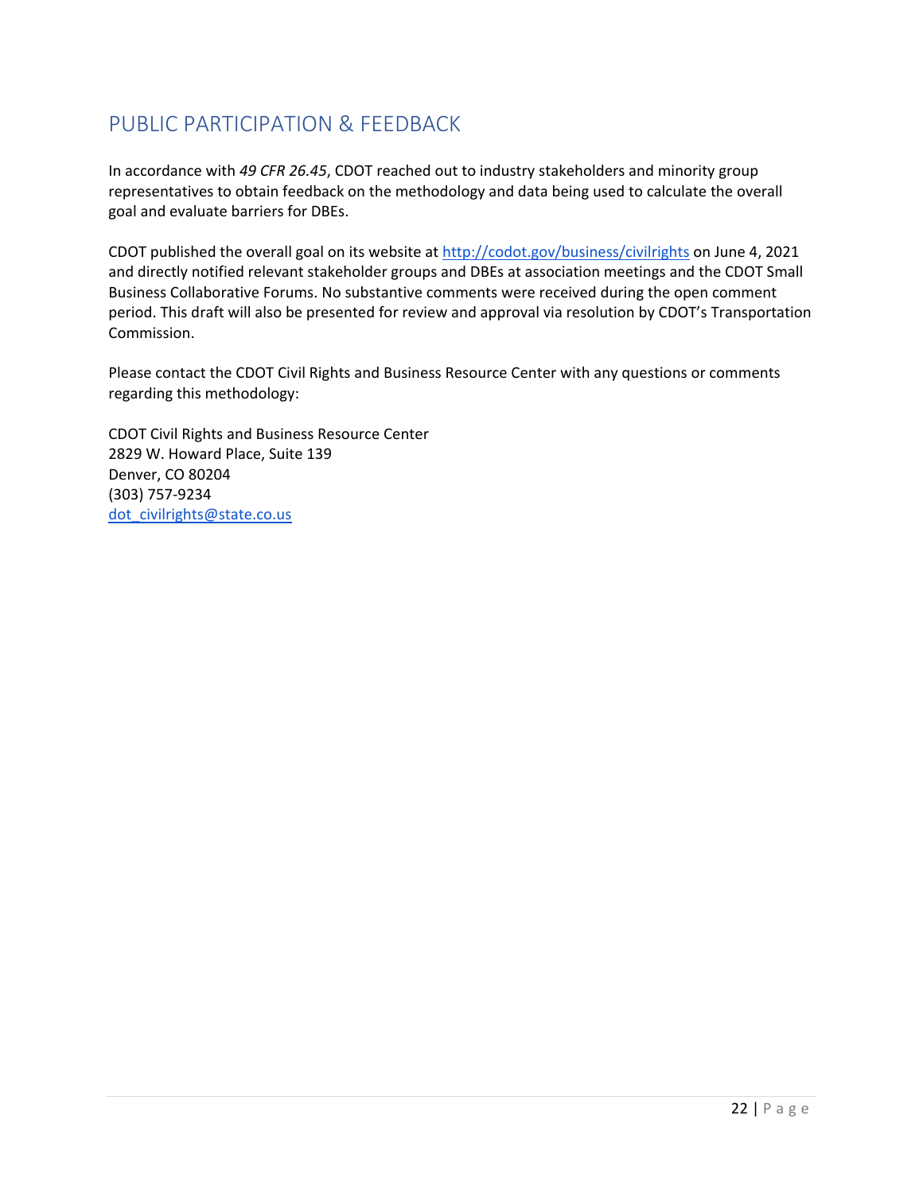## PUBLIC PARTICIPATION & FEEDBACK

In accordance with *49 CFR 26.45*, CDOT reached out to industry stakeholders and minority group representatives to obtain feedback on the methodology and data being used to calculate the overall goal and evaluate barriers for DBEs.

CDOT published the overall goal on its website at [http://codot.gov/business/civilrights](http://codot.gov/business/civilrights) on June 4, 2021 and directly notified relevant stakeholder groups and DBEs at association meetings and the CDOT Small Business Collaborative Forums. No substantive comments were received during the open comment period. This draft will also be presented for review and approval via resolution by CDOT's Transportation Commission.

Please contact the CDOT Civil Rights and Business Resource Center with any questions or comments regarding this methodology:

CDOT Civil Rights and Business Resource Center
2829 W. Howard Place, Suite 139
Denver, CO 80204
(303) 757-9234
[dot_civilrights@state.co.us](mailto:dot_civilrights@state.co.us)